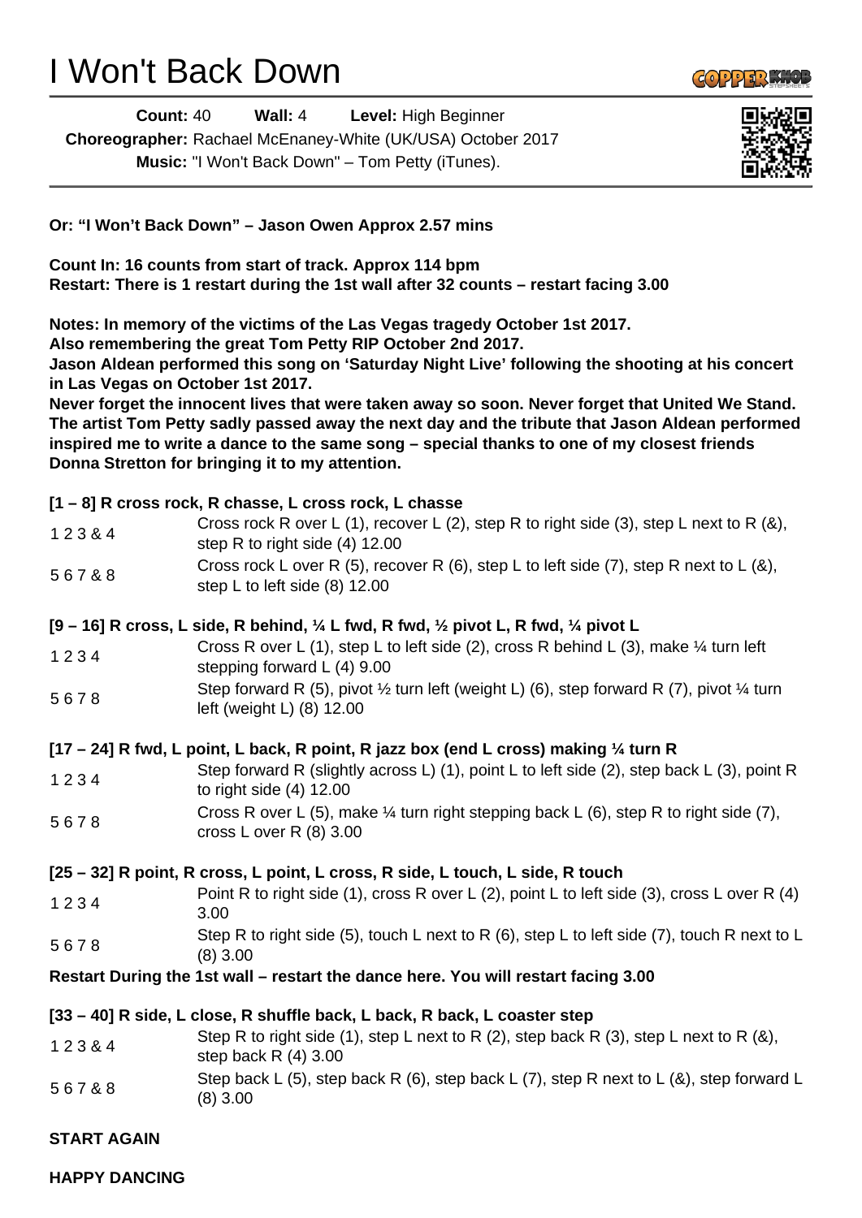# I Won't Back Down

**Count:** 40 **Wall:** 4 **Level:** High Beginner

**Choreographer:** Rachael McEnaney-White (UK/USA) October 2017

**Music:** "I Won't Back Down" – Tom Petty (iTunes).

**Or: "I Won't Back Down" – Jason Owen Approx 2.57 mins**

**Count In: 16 counts from start of track. Approx 114 bpm**
**Restart: There is 1 restart during the 1st wall after 32 counts – restart facing 3.00**

**Notes: In memory of the victims of the Las Vegas tragedy October 1st 2017.**
**Also remembering the great Tom Petty RIP October 2nd 2017.**
**Jason Aldean performed this song on 'Saturday Night Live' following the shooting at his concert in Las Vegas on October 1st 2017.**
**Never forget the innocent lives that were taken away so soon. Never forget that United We Stand. The artist Tom Petty sadly passed away the next day and the tribute that Jason Aldean performed inspired me to write a dance to the same song – special thanks to one of my closest friends Donna Stretton for bringing it to my attention.**

**[1 – 8] R cross rock, R chasse, L cross rock, L chasse**

| | |
|---|---|
| 1 2 3 & 4 | Cross rock R over L (1), recover L (2), step R to right side (3), step L next to R (&), step R to right side (4) 12.00 |
| 5 6 7 & 8 | Cross rock L over R (5), recover R (6), step L to left side (7), step R next to L (&), step L to left side (8) 12.00 |

**[9 – 16] R cross, L side, R behind, ¼ L fwd, R fwd, ½ pivot L, R fwd, ¼ pivot L**

| | |
|---|---|
| 1 2 3 4 | Cross R over L (1), step L to left side (2), cross R behind L (3), make ¼ turn left stepping forward L (4) 9.00 |
| 5 6 7 8 | Step forward R (5), pivot ½ turn left (weight L) (6), step forward R (7), pivot ¼ turn left (weight L) (8) 12.00 |

**[17 – 24] R fwd, L point, L back, R point, R jazz box (end L cross) making ¼ turn R**

| | |
|---|---|
| 1 2 3 4 | Step forward R (slightly across L) (1), point L to left side (2), step back L (3), point R to right side (4) 12.00 |
| 5 6 7 8 | Cross R over L (5), make ¼ turn right stepping back L (6), step R to right side (7), cross L over R (8) 3.00 |

**[25 – 32] R point, R cross, L point, L cross, R side, L touch, L side, R touch**

| | |
|---|---|
| 1 2 3 4 | Point R to right side (1), cross R over L (2), point L to left side (3), cross L over R (4) 3.00 |
| 5 6 7 8 | Step R to right side (5), touch L next to R (6), step L to left side (7), touch R next to L (8) 3.00 |

**Restart During the 1st wall – restart the dance here. You will restart facing 3.00**

**[33 – 40] R side, L close, R shuffle back, L back, R back, L coaster step**

| | |
|---|---|
| 1 2 3 & 4 | Step R to right side (1), step L next to R (2), step back R (3), step L next to R (&), step back R (4) 3.00 |
| 5 6 7 & 8 | Step back L (5), step back R (6), step back L (7), step R next to L (&), step forward L (8) 3.00 |

**START AGAIN**

**HAPPY DANCING**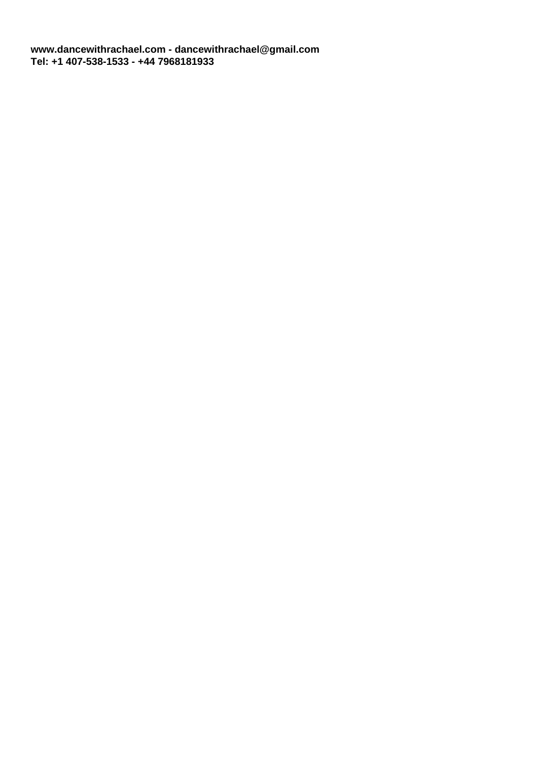**www.dancewithrachael.com - dancewithrachael@gmail.com**
**Tel: +1 407-538-1533 - +44 7968181933**